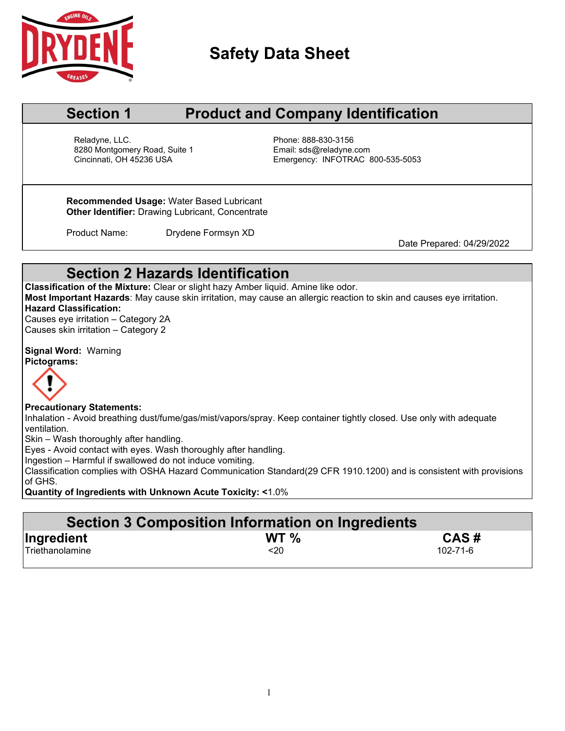# Safety Data Sheet

## Section 1 Product and Company Identification

Reladyne, LLC.
8280 Montgomery Road, Suite 1
Cincinnati, OH 45236 USA

Phone: 888-830-3156
Email: sds@reladyne.com
Emergency: INFOTRAC 800-535-5053

**Recommended Usage:** Water Based Lubricant
**Other Identifier:** Drawing Lubricant, Concentrate

Product Name: Drydene Formsyn XD

Date Prepared: 04/29/2022

## Section 2 Hazards Identification

**Classification of the Mixture:** Clear or slight hazy Amber liquid. Amine like odor.
**Most Important Hazards**: May cause skin irritation, may cause an allergic reaction to skin and causes eye irritation.
**Hazard Classification:**
Causes eye irritation – Category 2A
Causes skin irritation – Category 2

**Signal Word:** Warning
**Pictograms:**

**Precautionary Statements:**
Inhalation - Avoid breathing dust/fume/gas/mist/vapors/spray. Keep container tightly closed. Use only with adequate ventilation.
Skin – Wash thoroughly after handling.
Eyes - Avoid contact with eyes. Wash thoroughly after handling.
Ingestion – Harmful if swallowed do not induce vomiting.
Classification complies with OSHA Hazard Communication Standard(29 CFR 1910.1200) and is consistent with provisions of GHS.
**Quantity of Ingredients with Unknown Acute Toxicity: <**1.0%

## Section 3 Composition Information on Ingredients

| Ingredient | WT % | CAS # |
|---|---|---|
| Triethanolamine | <20 | 102-71-6 |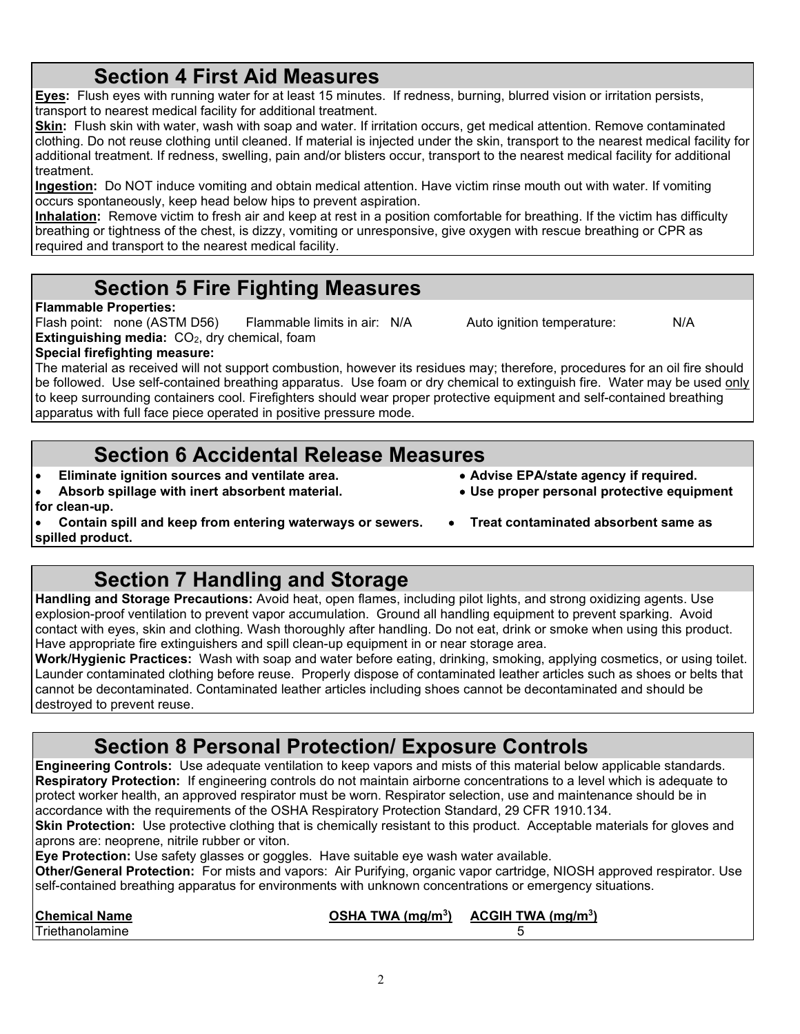## Section 4 First Aid Measures

**Eyes:** Flush eyes with running water for at least 15 minutes. If redness, burning, blurred vision or irritation persists, transport to nearest medical facility for additional treatment.

**Skin:** Flush skin with water, wash with soap and water. If irritation occurs, get medical attention. Remove contaminated clothing. Do not reuse clothing until cleaned. If material is injected under the skin, transport to the nearest medical facility for additional treatment. If redness, swelling, pain and/or blisters occur, transport to the nearest medical facility for additional treatment.

**Ingestion:** Do NOT induce vomiting and obtain medical attention. Have victim rinse mouth out with water. If vomiting occurs spontaneously, keep head below hips to prevent aspiration.

**Inhalation:** Remove victim to fresh air and keep at rest in a position comfortable for breathing. If the victim has difficulty breathing or tightness of the chest, is dizzy, vomiting or unresponsive, give oxygen with rescue breathing or CPR as required and transport to the nearest medical facility.

## Section 5 Fire Fighting Measures

**Flammable Properties:**

Flash point: none (ASTM D56) Flammable limits in air: N/A Auto ignition temperature: N/A

**Extinguishing media:** $CO_2$, dry chemical, foam

**Special firefighting measure:**

The material as received will not support combustion, however its residues may; therefore, procedures for an oil fire should be followed. Use self-contained breathing apparatus. Use foam or dry chemical to extinguish fire. Water may be used only to keep surrounding containers cool. Firefighters should wear proper protective equipment and self-contained breathing apparatus with full face piece operated in positive pressure mode.

## Section 6 Accidental Release Measures

- **Eliminate ignition sources and ventilate area.**
- **Absorb spillage with inert absorbent material.**
- **Contain spill and keep from entering waterways or sewers.**
- **Advise EPA/state agency if required.**
- **Use proper personal protective equipment for clean-up.**
- **Treat contaminated absorbent same as spilled product.**

## Section 7 Handling and Storage

**Handling and Storage Precautions:** Avoid heat, open flames, including pilot lights, and strong oxidizing agents. Use explosion-proof ventilation to prevent vapor accumulation. Ground all handling equipment to prevent sparking. Avoid contact with eyes, skin and clothing. Wash thoroughly after handling. Do not eat, drink or smoke when using this product. Have appropriate fire extinguishers and spill clean-up equipment in or near storage area.

**Work/Hygienic Practices:** Wash with soap and water before eating, drinking, smoking, applying cosmetics, or using toilet. Launder contaminated clothing before reuse. Properly dispose of contaminated leather articles such as shoes or belts that cannot be decontaminated. Contaminated leather articles including shoes cannot be decontaminated and should be destroyed to prevent reuse.

## Section 8 Personal Protection/ Exposure Controls

**Engineering Controls:** Use adequate ventilation to keep vapors and mists of this material below applicable standards.

**Respiratory Protection:** If engineering controls do not maintain airborne concentrations to a level which is adequate to protect worker health, an approved respirator must be worn. Respirator selection, use and maintenance should be in accordance with the requirements of the OSHA Respiratory Protection Standard, 29 CFR 1910.134.

**Skin Protection:** Use protective clothing that is chemically resistant to this product. Acceptable materials for gloves and aprons are: neoprene, nitrile rubber or viton.

**Eye Protection:** Use safety glasses or goggles. Have suitable eye wash water available.

**Other/General Protection:** For mists and vapors: Air Purifying, organic vapor cartridge, NIOSH approved respirator. Use self-contained breathing apparatus for environments with unknown concentrations or emergency situations.

| Chemical Name | OSHA TWA ($mg/m^3$) | ACGIH TWA ($mg/m^3$) |
|---|---|---|
| Triethanolamine | | 5 |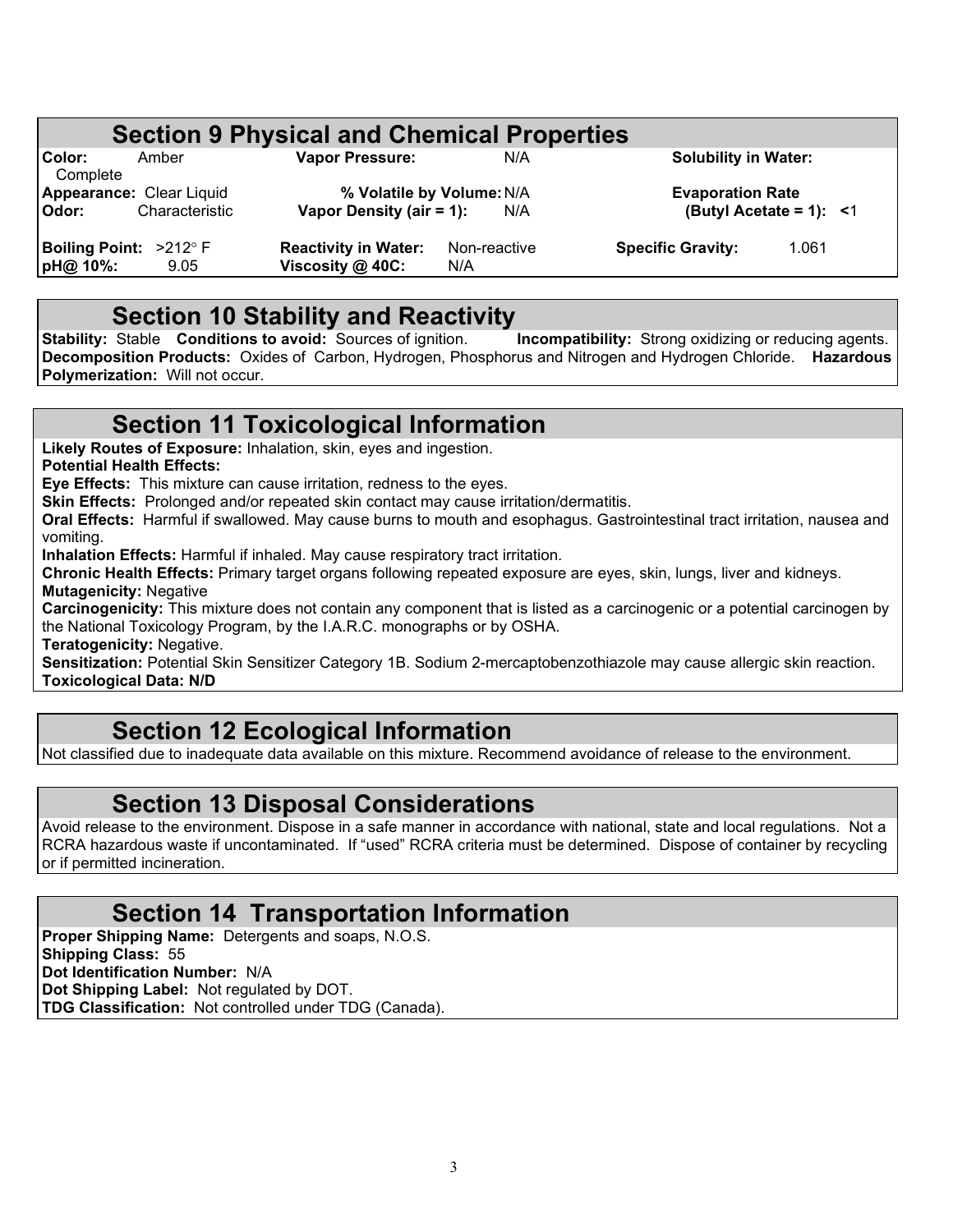## Section 9 Physical and Chemical Properties

| | | | | | |
|---|---|---|---|---|---|
| **Color:** | Amber | **Vapor Pressure:** | N/A | **Solubility in Water:** | Complete |
| **Appearance:** | Clear Liquid | **% Volatile by Volume:** | N/A | **Evaporation Rate (Butyl Acetate = 1):** | <1 |
| **Odor:** | Characteristic | **Vapor Density (air = 1):** | N/A | | |
| **Boiling Point:** | >212° F | **Reactivity in Water:** | Non-reactive | **Specific Gravity:** | 1.061 |
| **pH@ 10%:** | 9.05 | **Viscosity @ 40C:** | N/A | | |

## Section 10 Stability and Reactivity

**Stability:** Stable **Conditions to avoid:** Sources of ignition. **Incompatibility:** Strong oxidizing or reducing agents. **Decomposition Products:** Oxides of Carbon, Hydrogen, Phosphorus and Nitrogen and Hydrogen Chloride. **Hazardous Polymerization:** Will not occur.

## Section 11 Toxicological Information

**Likely Routes of Exposure:** Inhalation, skin, eyes and ingestion.
**Potential Health Effects:**
**Eye Effects:** This mixture can cause irritation, redness to the eyes.
**Skin Effects:** Prolonged and/or repeated skin contact may cause irritation/dermatitis.
**Oral Effects:** Harmful if swallowed. May cause burns to mouth and esophagus. Gastrointestinal tract irritation, nausea and vomiting.
**Inhalation Effects:** Harmful if inhaled. May cause respiratory tract irritation.
**Chronic Health Effects:** Primary target organs following repeated exposure are eyes, skin, lungs, liver and kidneys.
**Mutagenicity:** Negative
**Carcinogenicity:** This mixture does not contain any component that is listed as a carcinogenic or a potential carcinogen by the National Toxicology Program, by the I.A.R.C. monographs or by OSHA.
**Teratogenicity:** Negative.
**Sensitization:** Potential Skin Sensitizer Category 1B. Sodium 2-mercaptobenzothiazole may cause allergic skin reaction.
**Toxicological Data: N/D**

## Section 12 Ecological Information

Not classified due to inadequate data available on this mixture. Recommend avoidance of release to the environment.

## Section 13 Disposal Considerations

Avoid release to the environment. Dispose in a safe manner in accordance with national, state and local regulations. Not a RCRA hazardous waste if uncontaminated. If "used" RCRA criteria must be determined. Dispose of container by recycling or if permitted incineration.

## Section 14 Transportation Information

**Proper Shipping Name:** Detergents and soaps, N.O.S.
**Shipping Class:** 55
**Dot Identification Number:** N/A
**Dot Shipping Label:** Not regulated by DOT.
**TDG Classification:** Not controlled under TDG (Canada).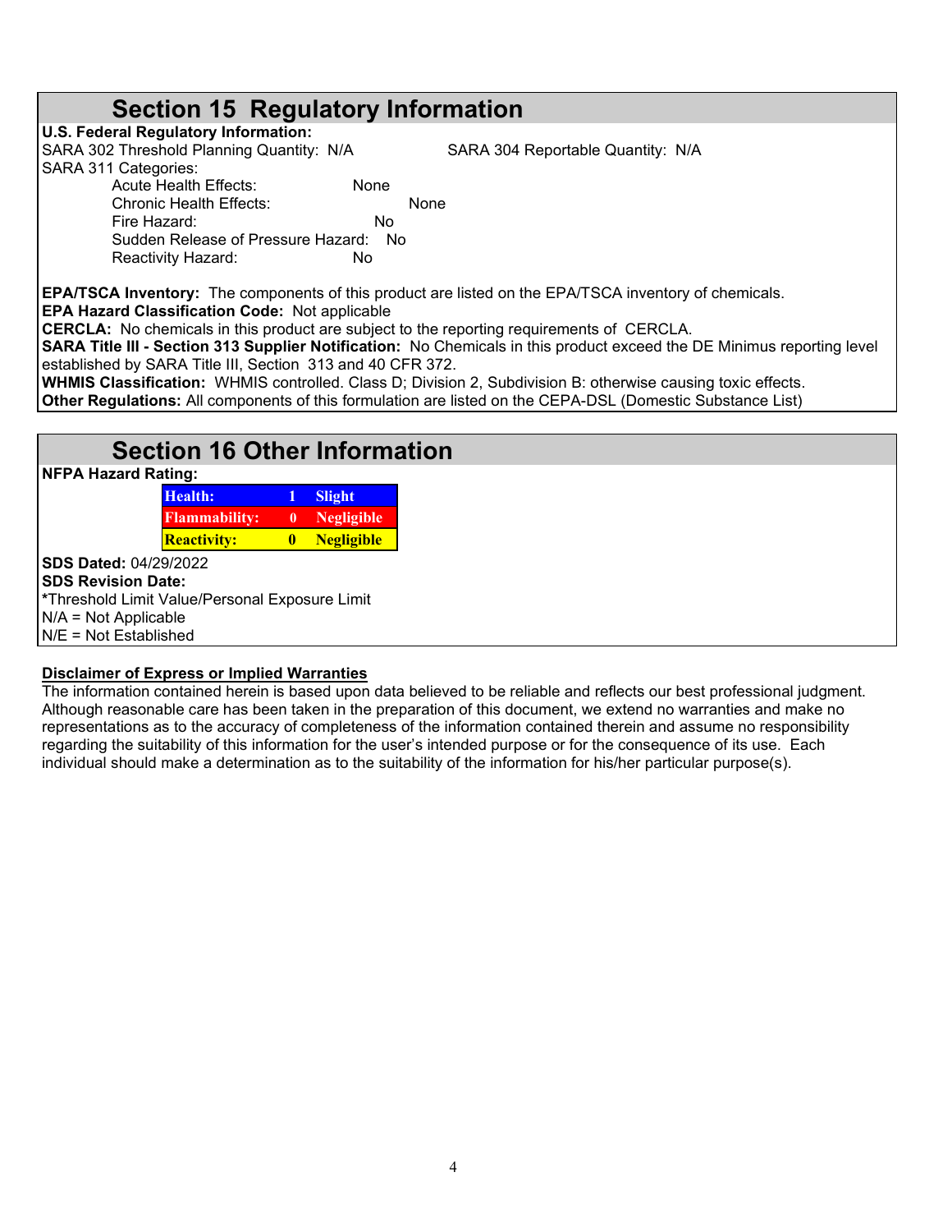## Section 15 Regulatory Information

**U.S. Federal Regulatory Information:**

SARA 302 Threshold Planning Quantity: N/A SARA 304 Reportable Quantity: N/A

SARA 311 Categories:

- Acute Health Effects: None
- Chronic Health Effects: None
- Fire Hazard: No
- Sudden Release of Pressure Hazard: No
- Reactivity Hazard: No

**EPA/TSCA Inventory:** The components of this product are listed on the EPA/TSCA inventory of chemicals.

**EPA Hazard Classification Code:** Not applicable

**CERCLA:** No chemicals in this product are subject to the reporting requirements of CERCLA.

**SARA Title III - Section 313 Supplier Notification:** No Chemicals in this product exceed the DE Minimus reporting level established by SARA Title III, Section 313 and 40 CFR 372.

**WHMIS Classification:** WHMIS controlled. Class D; Division 2, Subdivision B: otherwise causing toxic effects.

**Other Regulations:** All components of this formulation are listed on the CEPA-DSL (Domestic Substance List)

## Section 16 Other Information

**NFPA Hazard Rating:**

| | | |
|---|---|---|
| Health: | 1 | Slight |
| Flammability: | 0 | Negligible |
| Reactivity: | 0 | Negligible |

**SDS Dated:** 04/29/2022

**SDS Revision Date:**

*Threshold Limit Value/Personal Exposure Limit

N/A = Not Applicable

N/E = Not Established

**Disclaimer of Express or Implied Warranties**

The information contained herein is based upon data believed to be reliable and reflects our best professional judgment. Although reasonable care has been taken in the preparation of this document, we extend no warranties and make no representations as to the accuracy of completeness of the information contained therein and assume no responsibility regarding the suitability of this information for the user's intended purpose or for the consequence of its use. Each individual should make a determination as to the suitability of the information for his/her particular purpose(s).